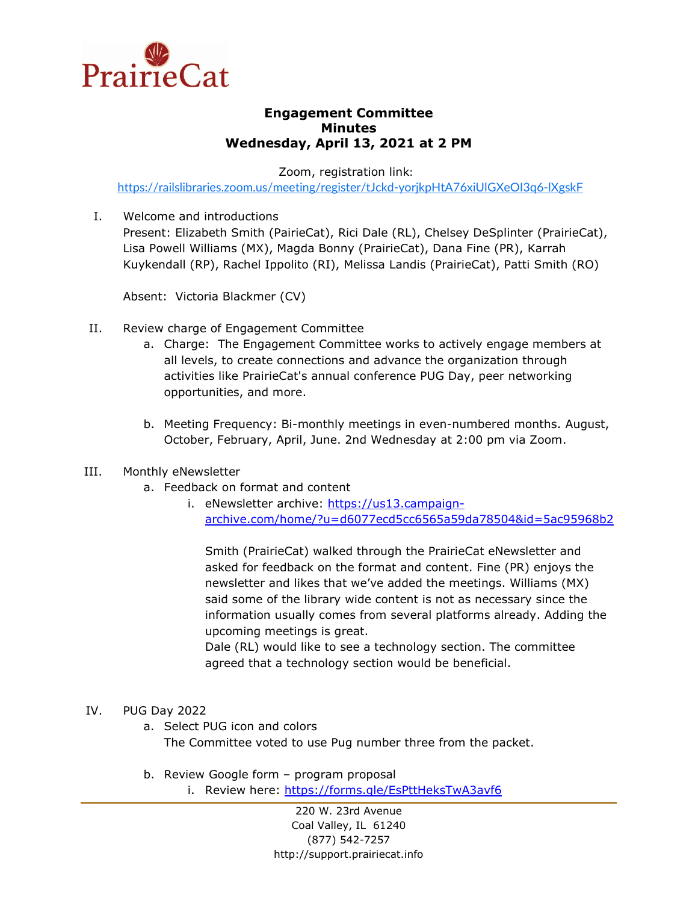PrairieCat

**Engagement Committee**
**Minutes**
**Wednesday, April 13, 2021 at 2 PM**

Zoom, registration link:
https://railslibraries.zoom.us/meeting/register/tJckd-yorjkpHtA76xiUlGXeOI3q6-lXgskF

I. Welcome and introductions
Present: Elizabeth Smith (PairieCat), Rici Dale (RL), Chelsey DeSplinter (PrairieCat), Lisa Powell Williams (MX), Magda Bonny (PrairieCat), Dana Fine (PR), Karrah Kuykendall (RP), Rachel Ippolito (RI), Melissa Landis (PrairieCat), Patti Smith (RO)

Absent: Victoria Blackmer (CV)

II. Review charge of Engagement Committee
   a. Charge: The Engagement Committee works to actively engage members at all levels, to create connections and advance the organization through activities like PrairieCat's annual conference PUG Day, peer networking opportunities, and more.

   b. Meeting Frequency: Bi-monthly meetings in even-numbered months. August, October, February, April, June. 2nd Wednesday at 2:00 pm via Zoom.

III. Monthly eNewsletter
   a. Feedback on format and content
      i. eNewsletter archive: https://us13.campaign-archive.com/home/?u=d6077ecd5cc6565a59da78504&id=5ac95968b2

      Smith (PrairieCat) walked through the PrairieCat eNewsletter and asked for feedback on the format and content. Fine (PR) enjoys the newsletter and likes that we've added the meetings. Williams (MX) said some of the library wide content is not as necessary since the information usually comes from several platforms already. Adding the upcoming meetings is great.
      Dale (RL) would like to see a technology section. The committee agreed that a technology section would be beneficial.

IV. PUG Day 2022
   a. Select PUG icon and colors
   The Committee voted to use Pug number three from the packet.

   b. Review Google form – program proposal
      i. Review here: https://forms.gle/EsPttHeksTwA3avf6

220 W. 23rd Avenue
Coal Valley, IL 61240
(877) 542-7257
http://support.prairiecat.info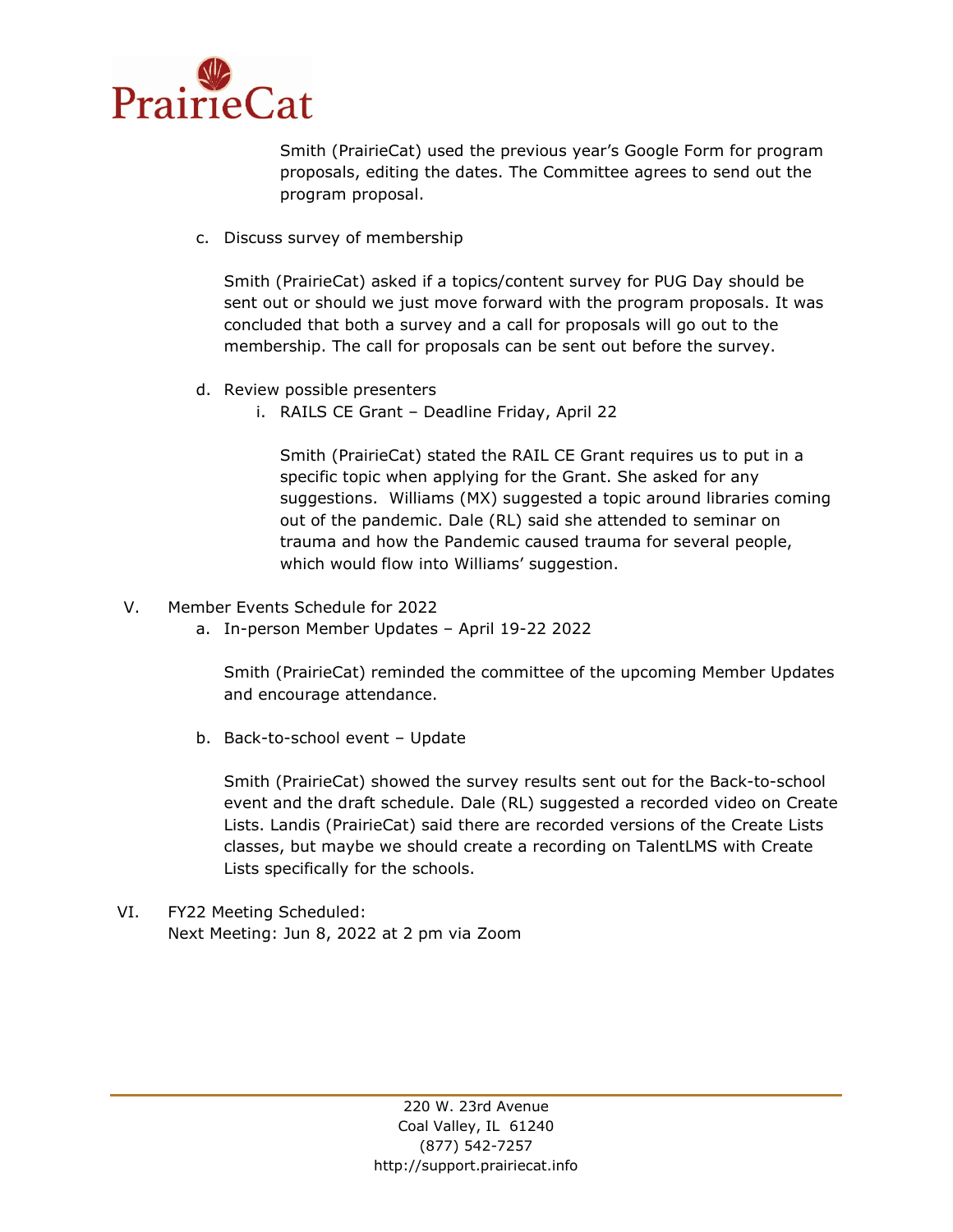Smith (PrairieCat) used the previous year's Google Form for program proposals, editing the dates. The Committee agrees to send out the program proposal.

c. Discuss survey of membership

Smith (PrairieCat) asked if a topics/content survey for PUG Day should be sent out or should we just move forward with the program proposals. It was concluded that both a survey and a call for proposals will go out to the membership. The call for proposals can be sent out before the survey.

d. Review possible presenters

i. RAILS CE Grant – Deadline Friday, April 22

Smith (PrairieCat) stated the RAIL CE Grant requires us to put in a specific topic when applying for the Grant. She asked for any suggestions. Williams (MX) suggested a topic around libraries coming out of the pandemic. Dale (RL) said she attended to seminar on trauma and how the Pandemic caused trauma for several people, which would flow into Williams' suggestion.

V. Member Events Schedule for 2022

a. In-person Member Updates – April 19-22 2022

Smith (PrairieCat) reminded the committee of the upcoming Member Updates and encourage attendance.

b. Back-to-school event – Update

Smith (PrairieCat) showed the survey results sent out for the Back-to-school event and the draft schedule. Dale (RL) suggested a recorded video on Create Lists. Landis (PrairieCat) said there are recorded versions of the Create Lists classes, but maybe we should create a recording on TalentLMS with Create Lists specifically for the schools.

VI. FY22 Meeting Scheduled:
Next Meeting: Jun 8, 2022 at 2 pm via Zoom

220 W. 23rd Avenue
Coal Valley, IL 61240
(877) 542-7257
http://support.prairiecat.info